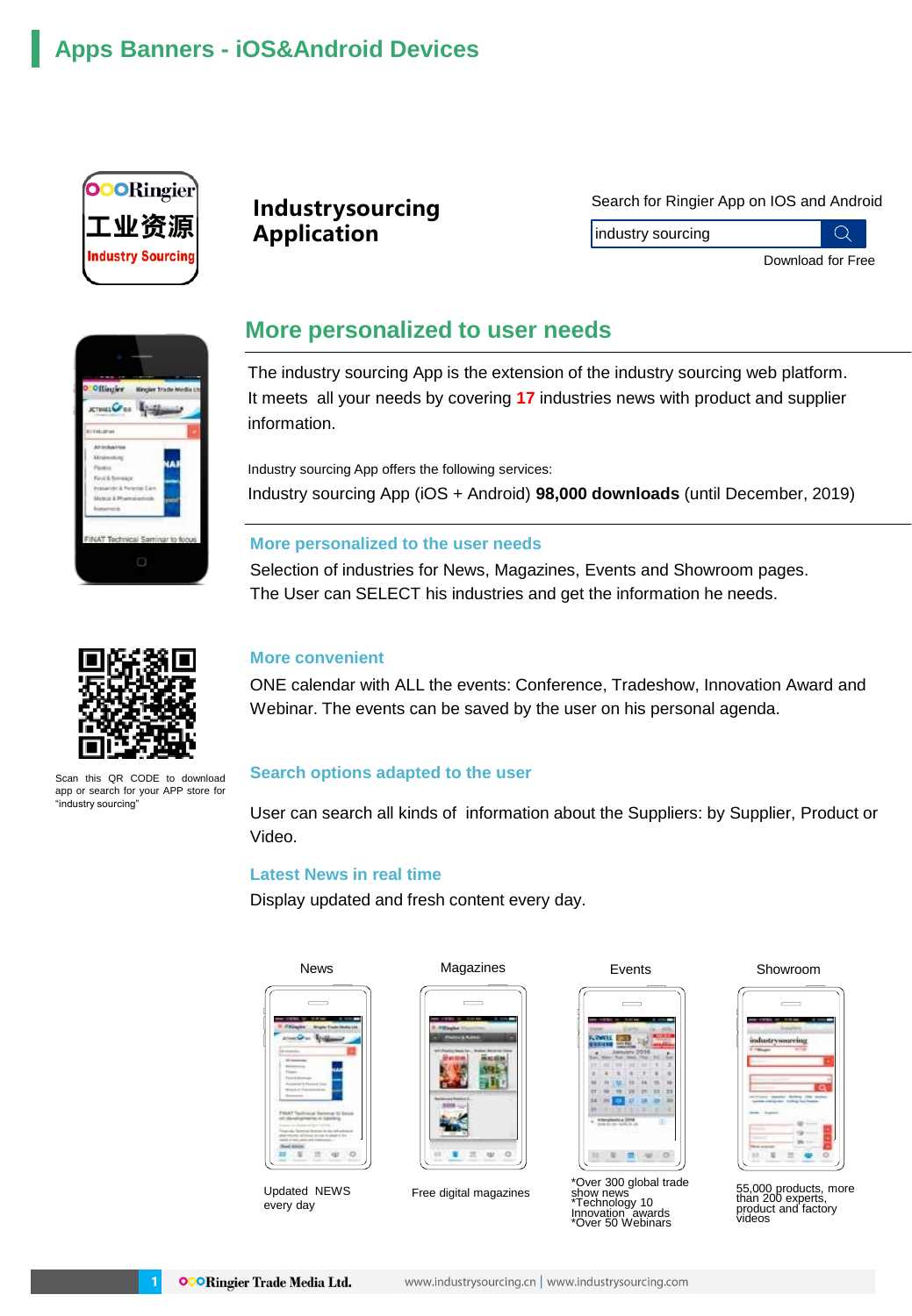# Apps Banners - iOS&Android Devices

## Industrysourcing Application

Search for Ringier App on IOS and Android

industry sourcing

Download for Free

## More personalized to user needs

The industry sourcing App is the extension of the industry sourcing web platform. It meets all your needs by covering **17** industries news with product and supplier information.

Industry sourcing App offers the following services:

Industry sourcing App (iOS + Android) **98,000 downloads** (until December, 2019)

### More personalized to the user needs

Selection of industries for News, Magazines, Events and Showroom pages. The User can SELECT his industries and get the information he needs.

### More convenient

ONE calendar with ALL the events: Conference, Tradeshow, Innovation Award and Webinar. The events can be saved by the user on his personal agenda.

### Search options adapted to the user

User can search all kinds of information about the Suppliers: by Supplier, Product or Video.

### Latest News in real time

Display updated and fresh content every day.

Scan this QR CODE to download app or search for your APP store for "industry sourcing"

| News | Magazines | Events | Showroom |
|---|---|---|---|
| Updated NEWS every day | Free digital magazines | *Over 300 global trade show news *Technology 10 Innovation awards *Over 50 Webinars | 55,000 products, more than 200 experts, product and factory videos |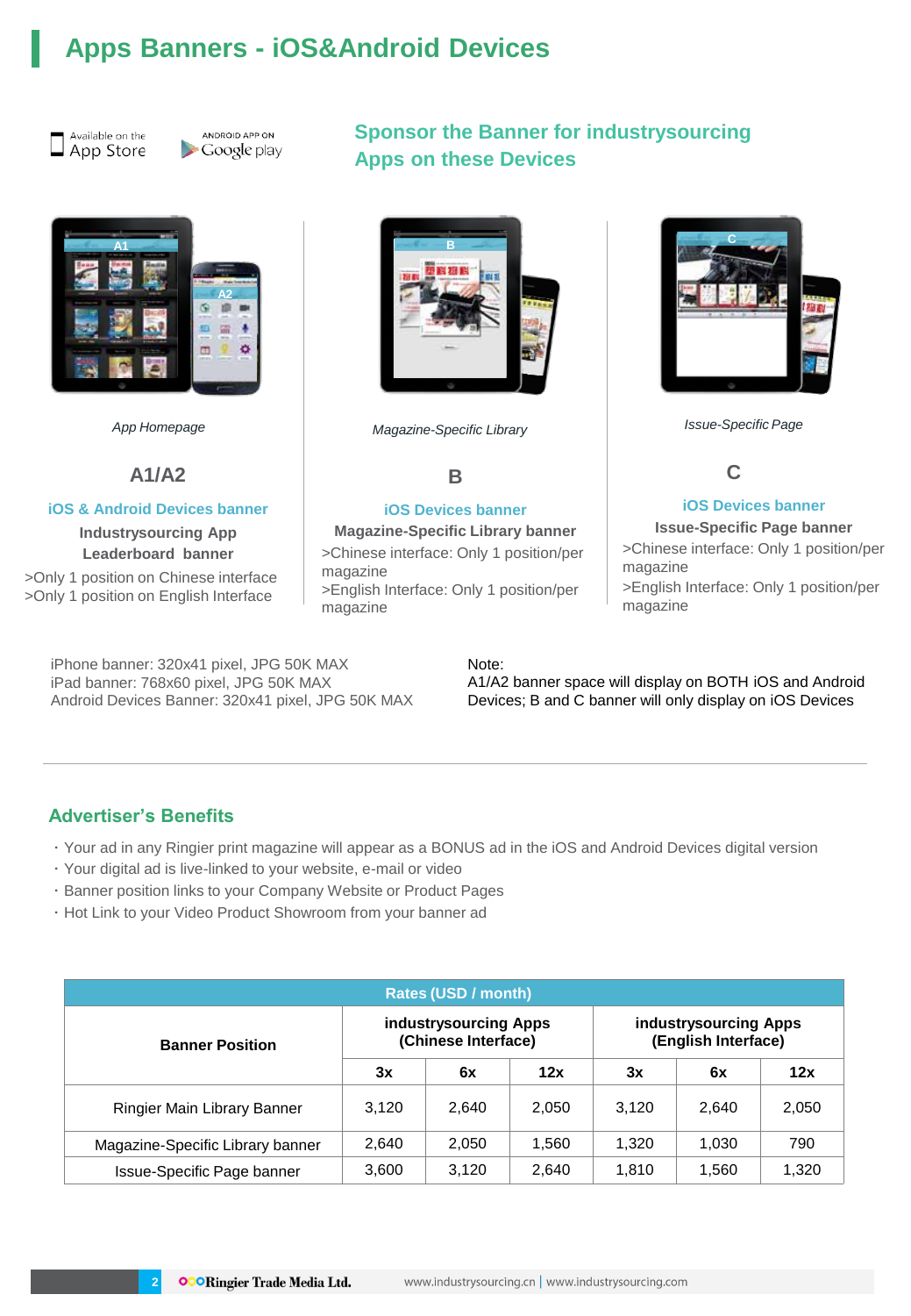# Apps Banners - iOS&Android Devices

Available on the App Store | ANDROID APP ON Google play

## Sponsor the Banner for industrysourcing Apps on these Devices

*App Homepage*

### A1/A2

**iOS & Android Devices banner**

**Industrysourcing App Leaderboard banner**

>Only 1 position on Chinese interface
>Only 1 position on English Interface

*Magazine-Specific Library*

### B

**iOS Devices banner**

**Magazine-Specific Library banner**

>Chinese interface: Only 1 position/per magazine
>English Interface: Only 1 position/per magazine

*Issue-Specific Page*

### C

**iOS Devices banner**

**Issue-Specific Page banner**

>Chinese interface: Only 1 position/per magazine
>English Interface: Only 1 position/per magazine

iPhone banner: 320x41 pixel, JPG 50K MAX
iPad banner: 768x60 pixel, JPG 50K MAX
Android Devices Banner: 320x41 pixel, JPG 50K MAX

Note:
A1/A2 banner space will display on BOTH iOS and Android Devices; B and C banner will only display on iOS Devices

## Advertiser's Benefits

- Your ad in any Ringier print magazine will appear as a BONUS ad in the iOS and Android Devices digital version
- Your digital ad is live-linked to your website, e-mail or video
- Banner position links to your Company Website or Product Pages
- Hot Link to your Video Product Showroom from your banner ad

| Rates (USD / month) | | | | | | |
|---|---|---|---|---|---|---|
| **Banner Position** | **industrysourcing Apps (Chinese Interface)** | | | **industrysourcing Apps (English Interface)** | | |
| | **3x** | **6x** | **12x** | **3x** | **6x** | **12x** |
| Ringier Main Library Banner | 3,120 | 2,640 | 2,050 | 3,120 | 2,640 | 2,050 |
| Magazine-Specific Library banner | 2,640 | 2,050 | 1,560 | 1,320 | 1,030 | 790 |
| Issue-Specific Page banner | 3,600 | 3,120 | 2,640 | 1,810 | 1,560 | 1,320 |

Ringier Trade Media Ltd. www.industrysourcing.cn | www.industrysourcing.com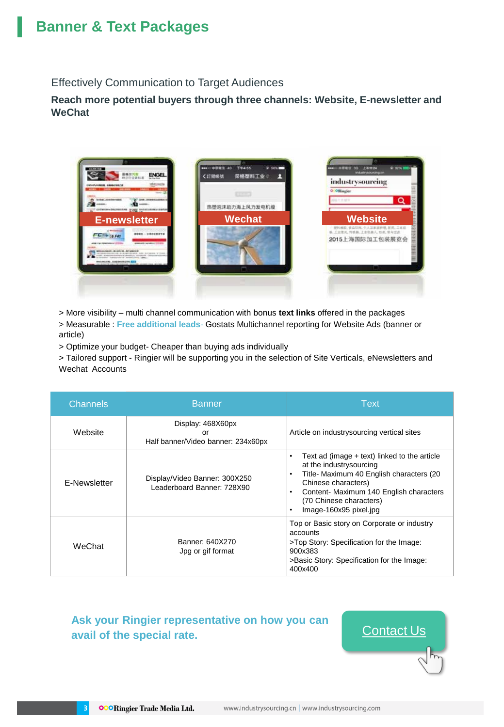# Banner & Text Packages

Effectively Communication to Target Audiences

**Reach more potential buyers through three channels: Website, E-newsletter and WeChat**

> More visibility – multi channel communication with bonus **text links** offered in the packages

> Measurable : **Free additional leads**- Gostats Multichannel reporting for Website Ads (banner or article)

> Optimize your budget- Cheaper than buying ads individually

> Tailored support - Ringier will be supporting you in the selection of Site Verticals, eNewsletters and Wechat Accounts

| Channels | Banner | Text |
|---|---|---|
| Website | Display: 468X60px<br>or<br>Half banner/Video banner: 234x60px | Article on industrysourcing vertical sites |
| E-Newsletter | Display/Video Banner: 300X250<br>Leaderboard Banner: 728X90 | • Text ad (image + text) linked to the article at the industrysourcing<br>• Title- Maximum 40 English characters (20 Chinese characters)<br>• Content- Maximum 140 English characters (70 Chinese characters)<br>• Image-160x95 pixel.jpg |
| WeChat | Banner: 640X270<br>Jpg or gif format | Top or Basic story on Corporate or industry accounts<br>>Top Story: Specification for the Image: 900x383<br>>Basic Story: Specification for the Image: 400x400 |

**Ask your Ringier representative on how you can avail of the special rate.**

Contact Us